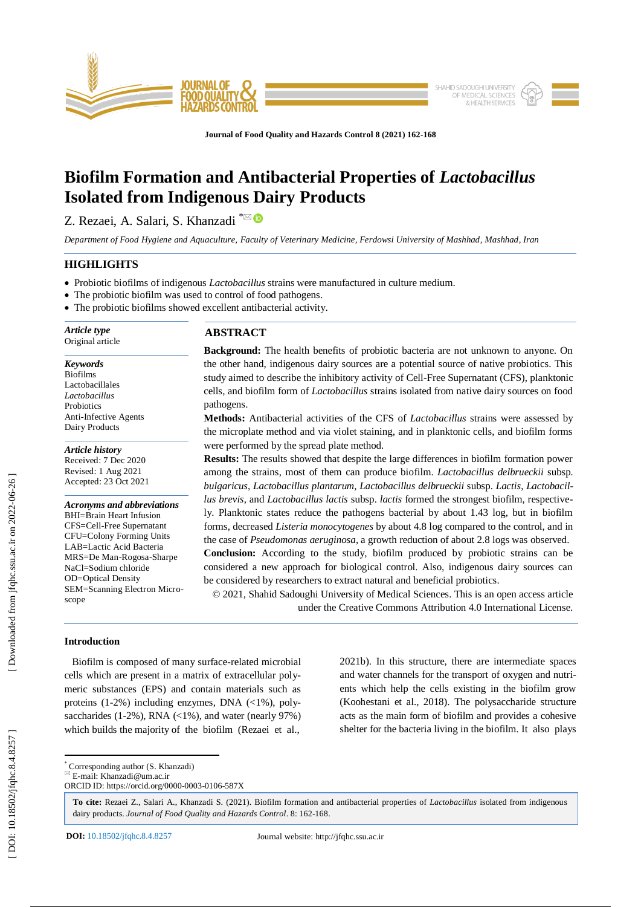# Biofilm Formation and Antibacterial Properties of *Lactobacillus* Isolated from Indigenous Dairy Products

Z. Rezaei, A. Salari, S. Khanzadi [*]

*Department of Food Hygiene and Aquaculture, Faculty of Veterinary Medicine, Ferdowsi University of Mashhad, Mashhad, Iran*

## HIGHLIGHTS

- Probiotic biofilms of indigenous *Lactobacillus* strains were manufactured in culture medium.
- The probiotic biofilm was used to control of food pathogens.
- The probiotic biofilms showed excellent antibacterial activity.

***Article type***
Original article

***Keywords***
Biofilms
Lactobacillales
*Lactobacillus*
Probiotics
Anti-Infective Agents
Dairy Products

***Article history***
Received: 7 Dec 2020
Revised: 1 Aug 2021
Accepted: 23 Oct 2021

***Acronyms and abbreviations***
BHI=Brain Heart Infusion
CFS=Cell-Free Supernatant
CFU=Colony Forming Units
LAB=Lactic Acid Bacteria
MRS=De Man-Rogosa-Sharpe
NaCl=Sodium chloride
OD=Optical Density
SEM=Scanning Electron Microscope

## ABSTRACT

**Background:** The health benefits of probiotic bacteria are not unknown to anyone. On the other hand, indigenous dairy sources are a potential source of native probiotics. This study aimed to describe the inhibitory activity of Cell-Free Supernatant (CFS), planktonic cells, and biofilm form of *Lactobacillus* strains isolated from native dairy sources on food pathogens.

**Methods:** Antibacterial activities of the CFS of *Lactobacillus* strains were assessed by the microplate method and via violet staining, and in planktonic cells, and biofilm forms were performed by the spread plate method.

**Results:** The results showed that despite the large differences in biofilm formation power among the strains, most of them can produce biofilm. *Lactobacillus delbrueckii* subsp. *bulgaricus*, *Lactobacillus plantarum*, *Lactobacillus delbrueckii* subsp. *Lactis*, *Lactobacillus brevis*, and *Lactobacillus lactis* subsp. *lactis* formed the strongest biofilm, respectively. Planktonic states reduce the pathogens bacterial by about 1.43 log, but in biofilm forms, decreased *Listeria monocytogenes* by about 4.8 log compared to the control, and in the case of *Pseudomonas aeruginosa*, a growth reduction of about 2.8 logs was observed.

**Conclusion:** According to the study, biofilm produced by probiotic strains can be considered a new approach for biological control. Also, indigenous dairy sources can be considered by researchers to extract natural and beneficial probiotics.

© 2021, Shahid Sadoughi University of Medical Sciences. This is an open access article under the Creative Commons Attribution 4.0 International License.

## Introduction

Biofilm is composed of many surface-related microbial cells which are present in a matrix of extracellular polymeric substances (EPS) and contain materials such as proteins (1-2%) including enzymes, DNA (<1%), polysaccharides (1-2%), RNA (<1%), and water (nearly 97%) which builds the majority of the biofilm (Rezaei et al., 2021b). In this structure, there are intermediate spaces and water channels for the transport of oxygen and nutrients which help the cells existing in the biofilm grow (Koohestani et al., 2018). The polysaccharide structure acts as the main form of biofilm and provides a cohesive shelter for the bacteria living in the biofilm. It also plays

[*] Corresponding author (S. Khanzadi)
E-mail: Khanzadi@um.ac.ir
ORCID ID: https://orcid.org/0000-0003-0106-587X

**To cite:** Rezaei Z., Salari A., Khanzadi S. (2021). Biofilm formation and antibacterial properties of *Lactobacillus* isolated from indigenous dairy products. *Journal of Food Quality and Hazards Control*. 8: 162-168.

**DOI:** 10.18502/jfqhc.8.4.8257 Journal website: http://jfqhc.ssu.ac.ir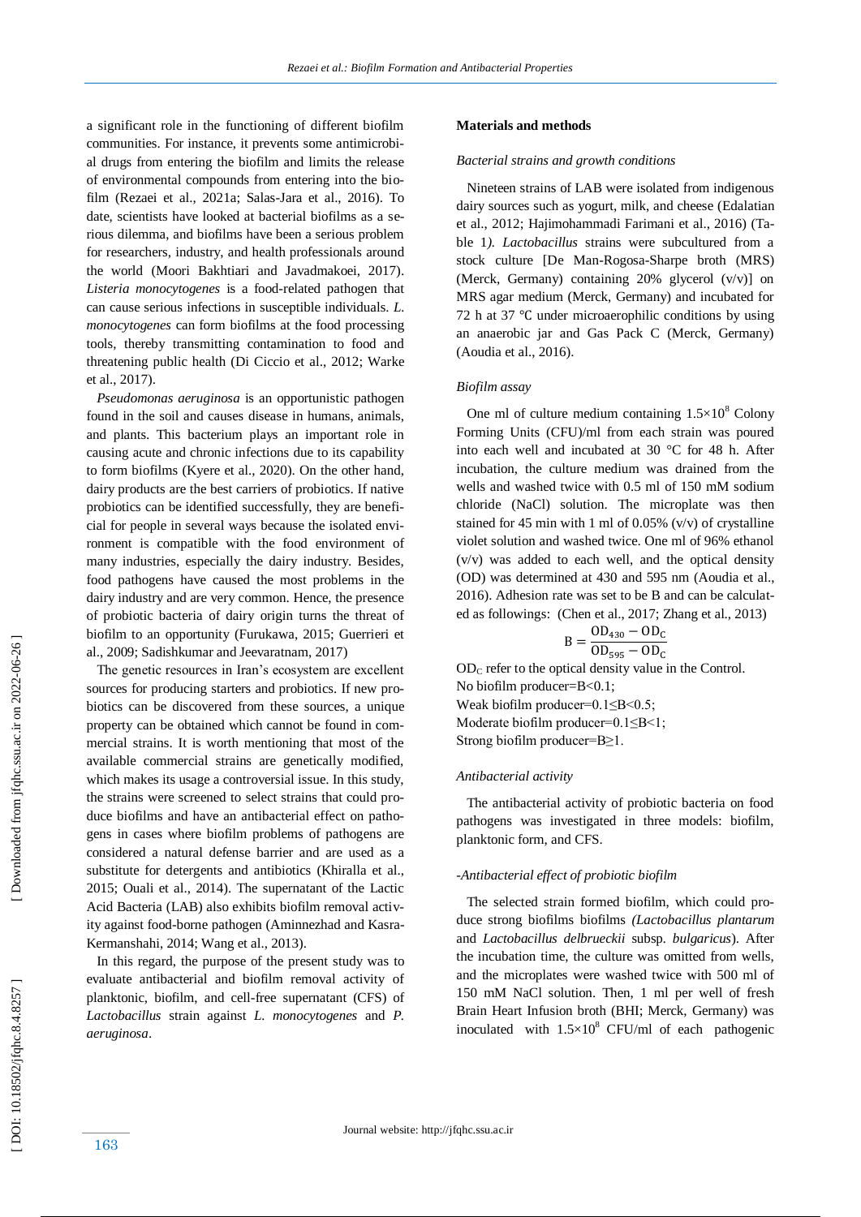a significant role in the functioning of different biofilm communities. For instance, it prevents some antimicrobial drugs from entering the biofilm and limits the release of environmental compounds from entering into the biofilm (Rezaei et al., 2021a; Salas-Jara et al., 2016). To date, scientists have looked at bacterial biofilms as a serious dilemma, and biofilms have been a serious problem for researchers, industry, and health professionals around the world (Moori Bakhtiari and Javadmakoei, 2017). *Listeria monocytogenes* is a food-related pathogen that can cause serious infections in susceptible individuals. *L. monocytogenes* can form biofilms at the food processing tools, thereby transmitting contamination to food and threatening public health (Di Ciccio et al., 2012; Warke et al., 2017).

*Pseudomonas aeruginosa* is an opportunistic pathogen found in the soil and causes disease in humans, animals, and plants. This bacterium plays an important role in causing acute and chronic infections due to its capability to form biofilms (Kyere et al., 2020). On the other hand, dairy products are the best carriers of probiotics. If native probiotics can be identified successfully, they are beneficial for people in several ways because the isolated environment is compatible with the food environment of many industries, especially the dairy industry. Besides, food pathogens have caused the most problems in the dairy industry and are very common. Hence, the presence of probiotic bacteria of dairy origin turns the threat of biofilm to an opportunity (Furukawa, 2015; Guerrieri et al., 2009; Sadishkumar and Jeevaratnam, 2017)

The genetic resources in Iran's ecosystem are excellent sources for producing starters and probiotics. If new probiotics can be discovered from these sources, a unique property can be obtained which cannot be found in commercial strains. It is worth mentioning that most of the available commercial strains are genetically modified, which makes its usage a controversial issue. In this study, the strains were screened to select strains that could produce biofilms and have an antibacterial effect on pathogens in cases where biofilm problems of pathogens are considered a natural defense barrier and are used as a substitute for detergents and antibiotics (Khiralla et al., 2015; Ouali et al., 2014). The supernatant of the Lactic Acid Bacteria (LAB) also exhibits biofilm removal activity against food-borne pathogen (Aminnezhad and Kasra-Kermanshahi, 2014; Wang et al., 2013).

In this regard, the purpose of the present study was to evaluate antibacterial and biofilm removal activity of planktonic, biofilm, and cell-free supernatant (CFS) of *Lactobacillus* strain against *L. monocytogenes* and *P. aeruginosa*.

**Materials and methods**

*Bacterial strains and growth conditions*

Nineteen strains of LAB were isolated from indigenous dairy sources such as yogurt, milk, and cheese (Edalatian et al., 2012; Hajimohammadi Farimani et al., 2016) (Table 1*). Lactobacillus* strains were subcultured from a stock culture [De Man-Rogosa-Sharpe broth (MRS) (Merck, Germany) containing 20% glycerol (v/v)] on MRS agar medium (Merck, Germany) and incubated for 72 h at 37 ℃ under microaerophilic conditions by using an anaerobic jar and Gas Pack C (Merck, Germany) (Aoudia et al., 2016).

*Biofilm assay*

One ml of culture medium containing $1.5\times10^{8}$ Colony Forming Units (CFU)/ml from each strain was poured into each well and incubated at 30 °C for 48 h. After incubation, the culture medium was drained from the wells and washed twice with 0.5 ml of 150 mM sodium chloride (NaCl) solution. The microplate was then stained for 45 min with 1 ml of 0.05% (v/v) of crystalline violet solution and washed twice. One ml of 96% ethanol (v/v) was added to each well, and the optical density (OD) was determined at 430 and 595 nm (Aoudia et al., 2016). Adhesion rate was set to be B and can be calculated as followings: (Chen et al., 2017; Zhang et al., 2013)

$$B = \frac{OD_{430} - OD_C}{OD_{595} - OD_C}$$

$OD_C$ refer to the optical density value in the Control.
No biofilm producer=B<0.1;
Weak biofilm producer=0.1≤B<0.5;
Moderate biofilm producer=0.1≤B<1;
Strong biofilm producer=B≥1.

*Antibacterial activity*

The antibacterial activity of probiotic bacteria on food pathogens was investigated in three models: biofilm, planktonic form, and CFS.

*-Antibacterial effect of probiotic biofilm*

The selected strain formed biofilm, which could produce strong biofilms biofilms *(Lactobacillus plantarum* and *Lactobacillus delbrueckii* subsp. *bulgaricus*). After the incubation time, the culture was omitted from wells, and the microplates were washed twice with 500 ml of 150 mM NaCl solution. Then, 1 ml per well of fresh Brain Heart Infusion broth (BHI; Merck, Germany) was inoculated with $1.5\times10^{8}$ CFU/ml of each pathogenic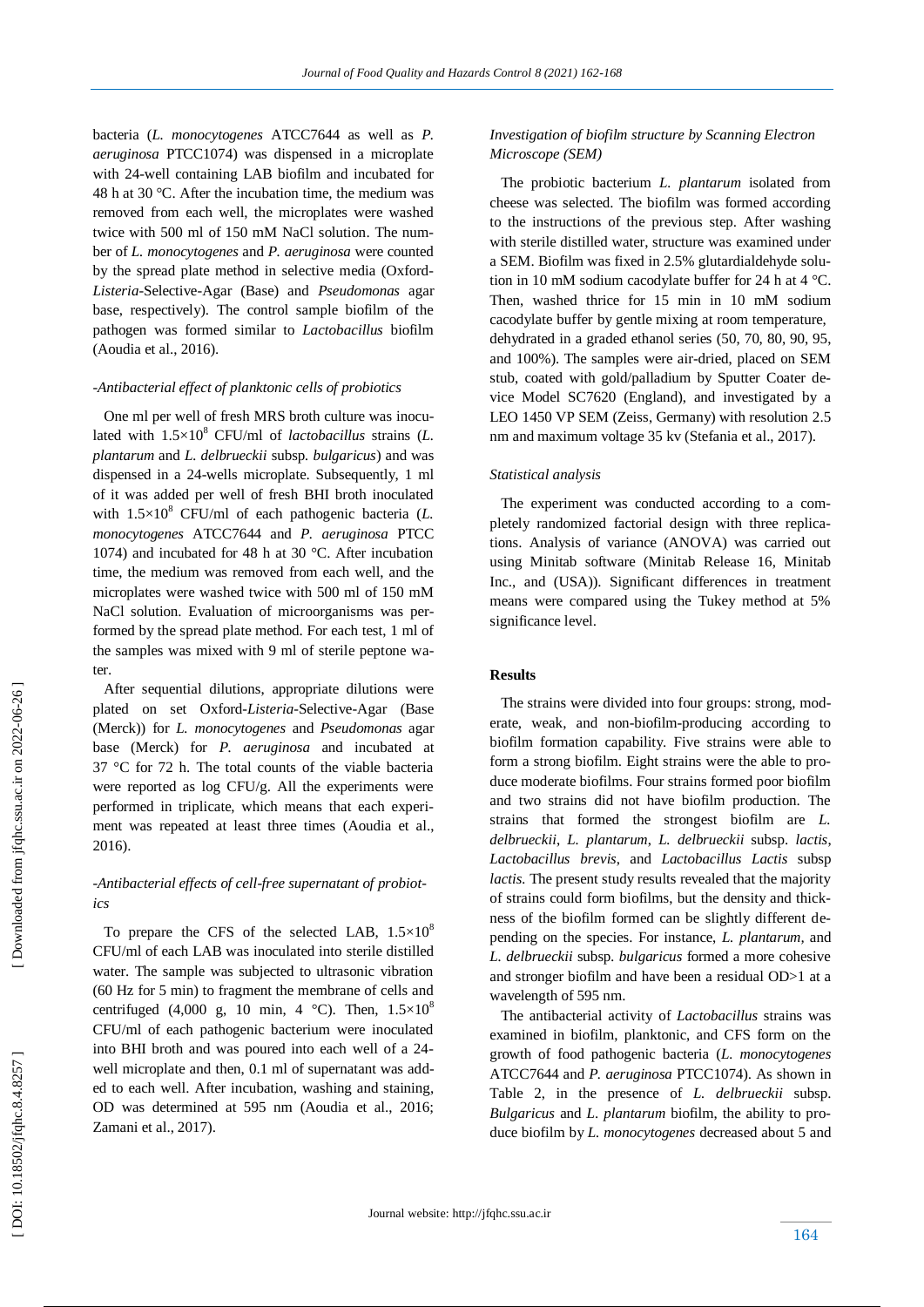bacteria (*L. monocytogenes* ATCC7644 as well as *P. aeruginosa* PTCC1074) was dispensed in a microplate with 24-well containing LAB biofilm and incubated for 48 h at 30 °C. After the incubation time, the medium was removed from each well, the microplates were washed twice with 500 ml of 150 mM NaCl solution. The number of *L. monocytogenes* and *P. aeruginosa* were counted by the spread plate method in selective media (Oxford-*Listeria*-Selective-Agar (Base) and *Pseudomonas* agar base, respectively). The control sample biofilm of the pathogen was formed similar to *Lactobacillus* biofilm (Aoudia et al., 2016).

*-Antibacterial effect of planktonic cells of probiotics*

One ml per well of fresh MRS broth culture was inoculated with $1.5\times10^{8}$ CFU/ml of *lactobacillus* strains (*L. plantarum* and *L. delbrueckii* subsp. *bulgaricus*) and was dispensed in a 24-wells microplate. Subsequently, 1 ml of it was added per well of fresh BHI broth inoculated with $1.5\times10^{8}$ CFU/ml of each pathogenic bacteria (*L. monocytogenes* ATCC7644 and *P. aeruginosa* PTCC 1074) and incubated for 48 h at 30 °C. After incubation time, the medium was removed from each well, and the microplates were washed twice with 500 ml of 150 mM NaCl solution. Evaluation of microorganisms was performed by the spread plate method. For each test, 1 ml of the samples was mixed with 9 ml of sterile peptone water.

After sequential dilutions, appropriate dilutions were plated on set Oxford-*Listeria*-Selective-Agar (Base (Merck)) for *L. monocytogenes* and *Pseudomonas* agar base (Merck) for *P. aeruginosa* and incubated at 37 °C for 72 h. The total counts of the viable bacteria were reported as log CFU/g. All the experiments were performed in triplicate, which means that each experiment was repeated at least three times (Aoudia et al., 2016).

*-Antibacterial effects of cell-free supernatant of probiotics*

To prepare the CFS of the selected LAB, $1.5\times10^{8}$ CFU/ml of each LAB was inoculated into sterile distilled water. The sample was subjected to ultrasonic vibration (60 Hz for 5 min) to fragment the membrane of cells and centrifuged (4,000 g, 10 min, 4 °C). Then, $1.5\times10^{8}$ CFU/ml of each pathogenic bacterium were inoculated into BHI broth and was poured into each well of a 24-well microplate and then, 0.1 ml of supernatant was added to each well. After incubation, washing and staining, OD was determined at 595 nm (Aoudia et al., 2016; Zamani et al., 2017).

*Investigation of biofilm structure by Scanning Electron Microscope (SEM)*

The probiotic bacterium *L. plantarum* isolated from cheese was selected. The biofilm was formed according to the instructions of the previous step. After washing with sterile distilled water, structure was examined under a SEM. Biofilm was fixed in 2.5% glutardialdehyde solution in 10 mM sodium cacodylate buffer for 24 h at 4 °C. Then, washed thrice for 15 min in 10 mM sodium cacodylate buffer by gentle mixing at room temperature, dehydrated in a graded ethanol series (50, 70, 80, 90, 95, and 100%). The samples were air-dried, placed on SEM stub, coated with gold/palladium by Sputter Coater device Model SC7620 (England), and investigated by a LEO 1450 VP SEM (Zeiss, Germany) with resolution 2.5 nm and maximum voltage 35 kv (Stefania et al., 2017).

*Statistical analysis*

The experiment was conducted according to a completely randomized factorial design with three replications. Analysis of variance (ANOVA) was carried out using Minitab software (Minitab Release 16, Minitab Inc., and (USA)). Significant differences in treatment means were compared using the Tukey method at 5% significance level.

## Results

The strains were divided into four groups: strong, moderate, weak, and non-biofilm-producing according to biofilm formation capability. Five strains were able to form a strong biofilm. Eight strains were the able to produce moderate biofilms. Four strains formed poor biofilm and two strains did not have biofilm production. The strains that formed the strongest biofilm are *L. delbrueckii*, *L. plantarum*, *L. delbrueckii* subsp. *lactis*, *Lactobacillus brevis*, and *Lactobacillus Lactis* subsp *lactis.* The present study results revealed that the majority of strains could form biofilms, but the density and thickness of the biofilm formed can be slightly different depending on the species. For instance, *L. plantarum*, and *L. delbrueckii* subsp. *bulgaricus* formed a more cohesive and stronger biofilm and have been a residual OD>1 at a wavelength of 595 nm.

The antibacterial activity of *Lactobacillus* strains was examined in biofilm, planktonic, and CFS form on the growth of food pathogenic bacteria (*L. monocytogenes* ATCC7644 and *P. aeruginosa* PTCC1074). As shown in Table 2, in the presence of *L. delbrueckii* subsp. *Bulgaricus* and *L. plantarum* biofilm, the ability to produce biofilm by *L. monocytogenes* decreased about 5 and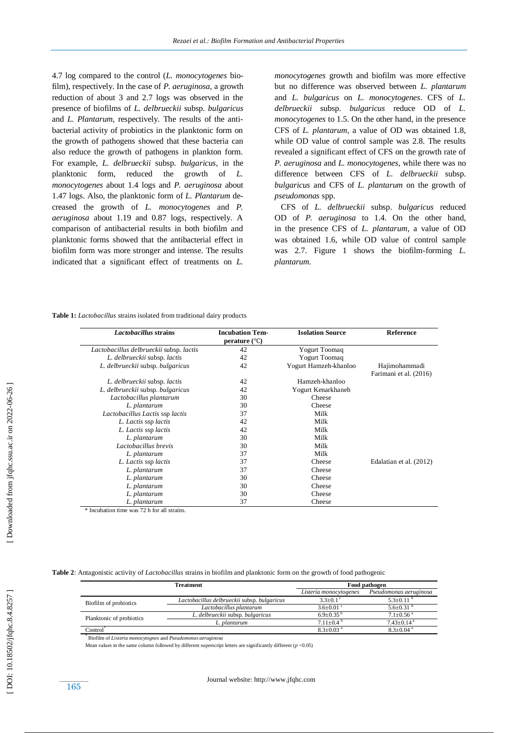4.7 log compared to the control (*L. monocytogenes* biofilm), respectively. In the case of *P. aeruginosa*, a growth reduction of about 3 and 2.7 logs was observed in the presence of biofilms of *L. delbrueckii* subsp. *bulgaricus* and *L. Plantarum*, respectively. The results of the antibacterial activity of probiotics in the planktonic form on the growth of pathogens showed that these bacteria can also reduce the growth of pathogens in plankton form. For example, *L. delbrueckii* subsp. *bulgaricus*, in the planktonic form, reduced the growth of *L. monocytogenes* about 1.4 logs and *P. aeruginosa* about 1.47 logs. Also, the planktonic form of *L. Plantarum* decreased the growth of *L. monocytogenes* and *P. aeruginosa* about 1.19 and 0.87 logs, respectively. A comparison of antibacterial results in both biofilm and planktonic forms showed that the antibacterial effect in biofilm form was more stronger and intense. The results indicated that a significant effect of treatments on *L. monocytogenes* growth and biofilm was more effective but no difference was observed between *L. plantarum* and *L. bulgaricus* on *L. monocytogenes*. CFS of *L. delbrueckii* subsp. *bulgaricus* reduce OD of *L. monocytogenes* to 1.5. On the other hand, in the presence CFS of *L. plantarum*, a value of OD was obtained 1.8, while OD value of control sample was 2.8. The results revealed a significant effect of CFS on the growth rate of *P. aeruginosa* and *L. monocytogenes*, while there was no difference between CFS of *L. delbrueckii* subsp. *bulgaricus* and CFS of *L. plantarum* on the growth of *pseudomonas* spp.

CFS of *L. delbrueckii* subsp. *bulgaricus* reduced OD of *P. aeruginosa* to 1.4. On the other hand, in the presence CFS of *L. plantarum*, a value of OD was obtained 1.6, while OD value of control sample was 2.7. Figure 1 shows the biofilm-forming *L. plantarum.*

**Table 1:** *Lactobacillus* strains isolated from traditional dairy products

| *Lactobacillus* strains | Incubation Temperature (℃) | Isolation Source | Reference |
|---|---|---|---|
| *Lactobacillus delbrueckii* subsp. *lactis* | 42 | Yogurt Toomaq | |
| *L. delbrueckii* subsp. *lactis* | 42 | Yogurt Toomaq | |
| *L. delbrueckii* subsp. *bulgaricus* | 42 | Yogurt Hamzeh-khanloo | Hajimohammadi Farimani et al. (2016) |
| *L. delbrueckii* subsp. *lactis* | 42 | Hamzeh-khanloo | |
| *L. delbrueckii* subsp. *bulgaricus* | 42 | Yogurt Kenarkhaneh | |
| *Lactobacillus plantarum* | 30 | Cheese | |
| *L. plantarum* | 30 | Cheese | |
| *Lactobacillus Lactis* ssp *lactis* | 37 | Milk | |
| *L. Lactis* ssp *lactis* | 42 | Milk | |
| *L. Lactis* ssp *lactis* | 42 | Milk | |
| *L. plantarum* | 30 | Milk | |
| *Lactobacillus brevis* | 30 | Milk | |
| *L. plantarum* | 37 | Milk | |
| *L. Lactis* ssp *lactis* | 37 | Cheese | Edalatian et al. (2012) |
| *L. plantarum* | 37 | Cheese | |
| *L. plantarum* | 30 | Cheese | |
| *L. plantarum* | 30 | Cheese | |
| *L. plantarum* | 30 | Cheese | |
| *L. plantarum* | 37 | Cheese | |

\* Incubation time was 72 h for all strains.

**Table 2**: Antagonistic activity of *Lactobacillus* strains in biofilm and planktonic form on the growth of food pathogenic

| Treatment | | Food pathogen | |
|---|---|---|---|
| | | *Listeria monocytogenes* | *Pseudomonas aeruginosa* |
| Biofilm of probiotics | *Lactobacillus delbrueckii* subsp. *bulgaricus* | 3.3±0.1 [c] | 5.3±0.11 [b] |
| | *Lactobacillus plantarum* | 3.6±0.01 [c] | 5.6±0.31 [b] |
| Planktonic of probiotics | *L. delbrueckii* subsp. *bulgaricus* | 6.9±0.35 [b] | 7.1±0.56 [a] |
| | *L. plantarum* | 7.11±0.4 [b] | 7.43±0.14 [a] |
| Control* | | 8.3±0.03 [a] | 8.3±0.04 [a] |

\* Biofilm of *Listeria monocytognes* and *Pseudomonas aeruginosa*

Mean values in the same column followed by different superscript letters are significantly different ($p$ <0.05)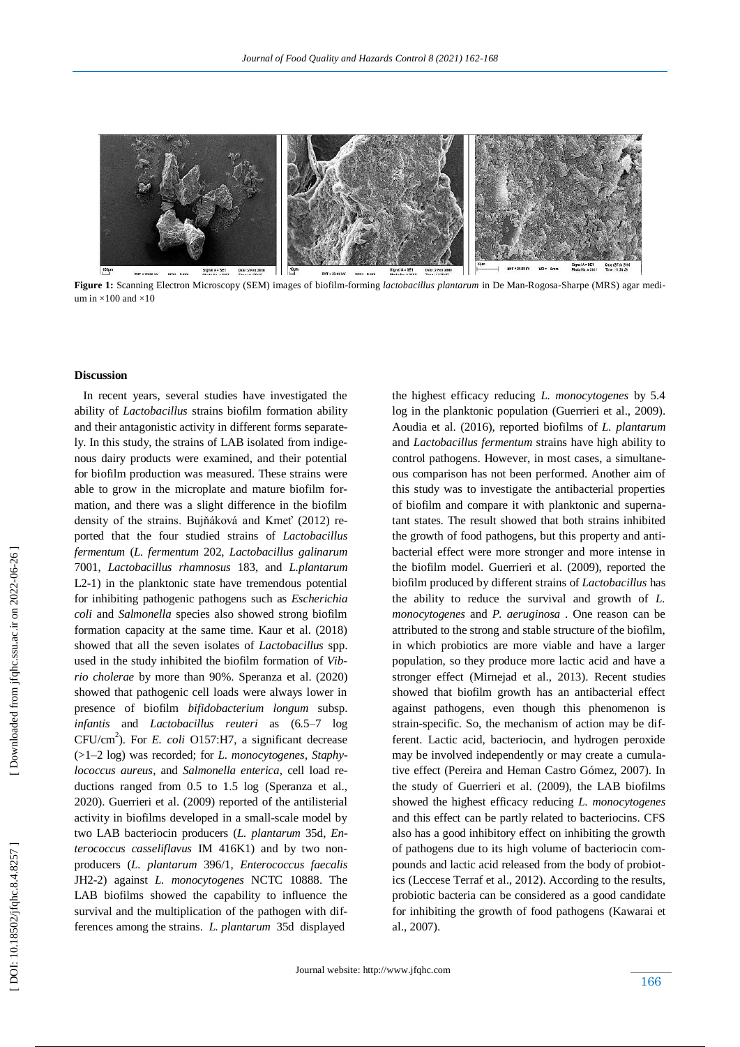**Figure 1:** Scanning Electron Microscopy (SEM) images of biofilm-forming *lactobacillus plantarum* in De Man-Rogosa-Sharpe (MRS) agar medium in ×100 and ×10

## Discussion

In recent years, several studies have investigated the ability of *Lactobacillus* strains biofilm formation ability and their antagonistic activity in different forms separately. In this study, the strains of LAB isolated from indigenous dairy products were examined, and their potential for biofilm production was measured. These strains were able to grow in the microplate and mature biofilm formation, and there was a slight difference in the biofilm density of the strains. Bujňáková and Kmeť (2012) reported that the four studied strains of *Lactobacillus fermentum* (*L. fermentum* 202, *Lactobacillus galinarum* 7001, *Lactobacillus rhamnosus* 183, and *L.plantarum* L2-1) in the planktonic state have tremendous potential for inhibiting pathogenic pathogens such as *Escherichia coli* and *Salmonella* species also showed strong biofilm formation capacity at the same time. Kaur et al. (2018) showed that all the seven isolates of *Lactobacillus* spp. used in the study inhibited the biofilm formation of *Vibrio cholerae* by more than 90%. Speranza et al. (2020) showed that pathogenic cell loads were always lower in presence of biofilm *bifidobacterium longum* subsp. *infantis* and *Lactobacillus reuteri* as (6.5–7 log CFU/cm$^2$). For *E. coli* O157:H7, a significant decrease (>1–2 log) was recorded; for *L. monocytogenes*, *Staphylococcus aureus*, and *Salmonella enterica*, cell load reductions ranged from 0.5 to 1.5 log (Speranza et al., 2020). Guerrieri et al. (2009) reported of the antilisterial activity in biofilms developed in a small-scale model by two LAB bacteriocin producers (*L. plantarum* 35d, *Enterococcus casseliflavus* IM 416K1) and by two non-producers (*L. plantarum* 396/1, *Enterococcus faecalis* JH2-2) against *L. monocytogenes* NCTC 10888. The LAB biofilms showed the capability to influence the survival and the multiplication of the pathogen with differences among the strains. *L. plantarum* 35d displayed the highest efficacy reducing *L. monocytogenes* by 5.4 log in the planktonic population (Guerrieri et al., 2009). Aoudia et al. (2016), reported biofilms of *L. plantarum* and *Lactobacillus fermentum* strains have high ability to control pathogens. However, in most cases, a simultaneous comparison has not been performed. Another aim of this study was to investigate the antibacterial properties of biofilm and compare it with planktonic and supernatant states. The result showed that both strains inhibited the growth of food pathogens, but this property and antibacterial effect were more stronger and more intense in the biofilm model. Guerrieri et al. (2009), reported the biofilm produced by different strains of *Lactobacillus* has the ability to reduce the survival and growth of *L. monocytogenes* and *P. aeruginosa* . One reason can be attributed to the strong and stable structure of the biofilm, in which probiotics are more viable and have a larger population, so they produce more lactic acid and have a stronger effect (Mirnejad et al., 2013). Recent studies showed that biofilm growth has an antibacterial effect against pathogens, even though this phenomenon is strain-specific. So, the mechanism of action may be different. Lactic acid, bacteriocin, and hydrogen peroxide may be involved independently or may create a cumulative effect (Pereira and Heman Castro Gómez, 2007). In the study of Guerrieri et al. (2009), the LAB biofilms showed the highest efficacy reducing *L. monocytogenes* and this effect can be partly related to bacteriocins. CFS also has a good inhibitory effect on inhibiting the growth of pathogens due to its high volume of bacteriocin compounds and lactic acid released from the body of probiotics (Leccese Terraf et al., 2012). According to the results, probiotic bacteria can be considered as a good candidate for inhibiting the growth of food pathogens (Kawarai et al., 2007).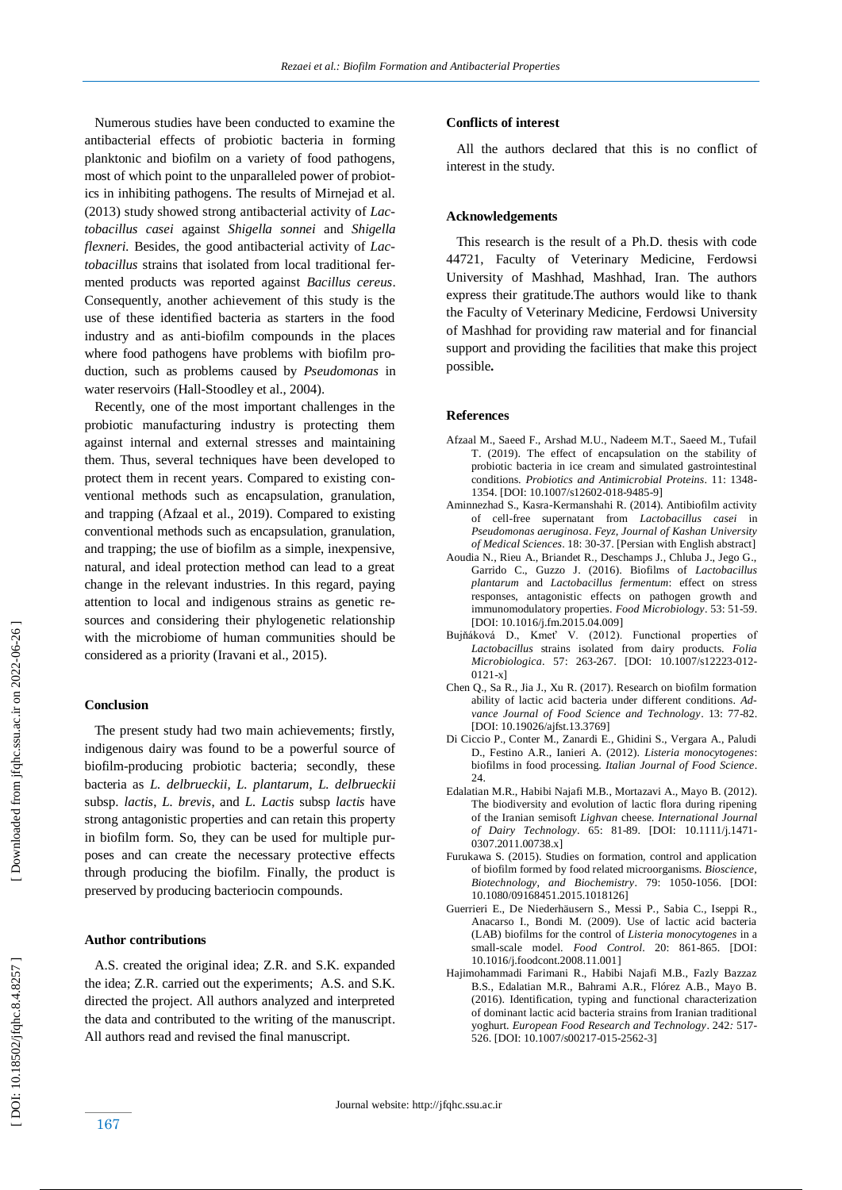Numerous studies have been conducted to examine the antibacterial effects of probiotic bacteria in forming planktonic and biofilm on a variety of food pathogens, most of which point to the unparalleled power of probiotics in inhibiting pathogens. The results of Mirnejad et al. (2013) study showed strong antibacterial activity of *Lactobacillus casei* against *Shigella sonnei* and *Shigella flexneri.* Besides, the good antibacterial activity of *Lactobacillus* strains that isolated from local traditional fermented products was reported against *Bacillus cereus*. Consequently, another achievement of this study is the use of these identified bacteria as starters in the food industry and as anti-biofilm compounds in the places where food pathogens have problems with biofilm production, such as problems caused by *Pseudomonas* in water reservoirs (Hall-Stoodley et al., 2004).

Recently, one of the most important challenges in the probiotic manufacturing industry is protecting them against internal and external stresses and maintaining them. Thus, several techniques have been developed to protect them in recent years. Compared to existing conventional methods such as encapsulation, granulation, and trapping (Afzaal et al., 2019). Compared to existing conventional methods such as encapsulation, granulation, and trapping; the use of biofilm as a simple, inexpensive, natural, and ideal protection method can lead to a great change in the relevant industries. In this regard, paying attention to local and indigenous strains as genetic resources and considering their phylogenetic relationship with the microbiome of human communities should be considered as a priority (Iravani et al., 2015).

## Conclusion

The present study had two main achievements; firstly, indigenous dairy was found to be a powerful source of biofilm-producing probiotic bacteria; secondly, these bacteria as *L. delbrueckii*, *L. plantarum*, *L. delbrueckii* subsp. *lactis*, *L. brevis*, and *L. Lactis* subsp *lactis* have strong antagonistic properties and can retain this property in biofilm form. So, they can be used for multiple purposes and can create the necessary protective effects through producing the biofilm. Finally, the product is preserved by producing bacteriocin compounds.

## Author contributions

A.S. created the original idea; Z.R. and S.K. expanded the idea; Z.R. carried out the experiments; A.S. and S.K. directed the project. All authors analyzed and interpreted the data and contributed to the writing of the manuscript. All authors read and revised the final manuscript.

## Conflicts of interest

All the authors declared that this is no conflict of interest in the study.

## Acknowledgements

This research is the result of a Ph.D. thesis with code 44721, Faculty of Veterinary Medicine, Ferdowsi University of Mashhad, Mashhad, Iran. The authors express their gratitude.The authors would like to thank the Faculty of Veterinary Medicine, Ferdowsi University of Mashhad for providing raw material and for financial support and providing the facilities that make this project possible**.**

## References

Afzaal M., Saeed F., Arshad M.U., Nadeem M.T., Saeed M., Tufail T. (2019). The effect of encapsulation on the stability of probiotic bacteria in ice cream and simulated gastrointestinal conditions. *Probiotics and Antimicrobial Proteins*. 11: 1348-1354. [DOI: 10.1007/s12602-018-9485-9]

Aminnezhad S., Kasra-Kermanshahi R. (2014). Antibiofilm activity of cell-free supernatant from *Lactobacillus casei* in *Pseudomonas aeruginosa*. *Feyz, Journal of Kashan University of Medical Sciences*. 18: 30-37. [Persian with English abstract]

Aoudia N., Rieu A., Briandet R., Deschamps J., Chluba J., Jego G., Garrido C., Guzzo J. (2016). Biofilms of *Lactobacillus plantarum* and *Lactobacillus fermentum*: effect on stress responses, antagonistic effects on pathogen growth and immunomodulatory properties. *Food Microbiology*. 53: 51-59. [DOI: 10.1016/j.fm.2015.04.009]

Bujňáková D., Kmeť V. (2012). Functional properties of *Lactobacillus* strains isolated from dairy products. *Folia Microbiologica*. 57: 263-267. [DOI: 10.1007/s12223-012-0121-x]

Chen Q., Sa R., Jia J., Xu R. (2017). Research on biofilm formation ability of lactic acid bacteria under different conditions. *Advance Journal of Food Science and Technology*. 13: 77-82. [DOI: 10.19026/ajfst.13.3769]

Di Ciccio P., Conter M., Zanardi E., Ghidini S., Vergara A., Paludi D., Festino A.R., Ianieri A. (2012). *Listeria monocytogenes*: biofilms in food processing. *Italian Journal of Food Science*. 24.

Edalatian M.R., Habibi Najafi M.B., Mortazavi A., Mayo B. (2012). The biodiversity and evolution of lactic flora during ripening of the Iranian semisoft *Lighvan* cheese. *International Journal of Dairy Technology*. 65: 81-89. [DOI: 10.1111/j.1471-0307.2011.00738.x]

Furukawa S. (2015). Studies on formation, control and application of biofilm formed by food related microorganisms. *Bioscience, Biotechnology, and Biochemistry*. 79: 1050-1056. [DOI: 10.1080/09168451.2015.1018126]

Guerrieri E., De Niederhäusern S., Messi P., Sabia C., Iseppi R., Anacarso I., Bondi M. (2009). Use of lactic acid bacteria (LAB) biofilms for the control of *Listeria monocytogenes* in a small-scale model. *Food Control*. 20: 861-865. [DOI: 10.1016/j.foodcont.2008.11.001]

Hajimohammadi Farimani R., Habibi Najafi M.B., Fazly Bazzaz B.S., Edalatian M.R., Bahrami A.R., Flórez A.B., Mayo B. (2016). Identification, typing and functional characterization of dominant lactic acid bacteria strains from Iranian traditional yoghurt. *European Food Research and Technology*. 242: 517-526. [DOI: 10.1007/s00217-015-2562-3]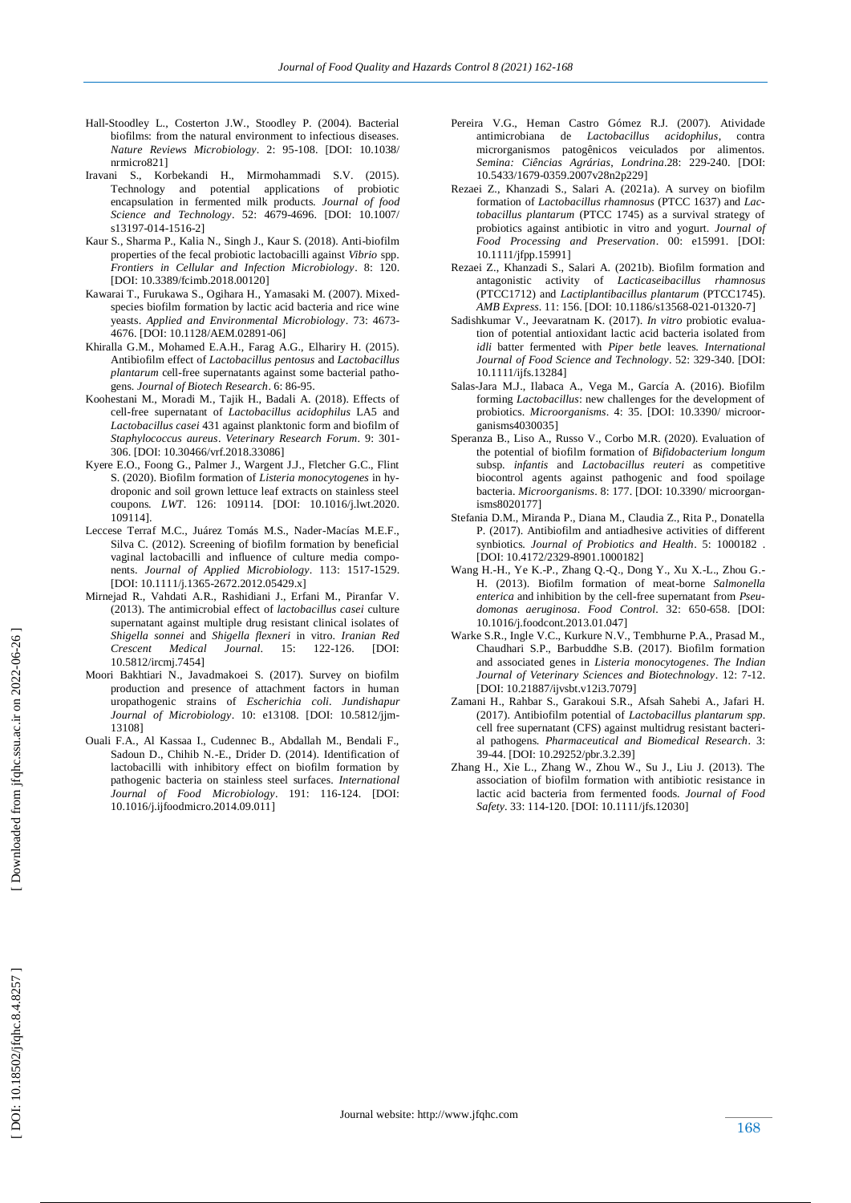Hall-Stoodley L., Costerton J.W., Stoodley P. (2004). Bacterial biofilms: from the natural environment to infectious diseases. *Nature Reviews Microbiology*. 2: 95-108. [DOI: 10.1038/nrmicro821]

Iravani S., Korbekandi H., Mirmohammadi S.V. (2015). Technology and potential applications of probiotic encapsulation in fermented milk products. *Journal of food Science and Technology*. 52: 4679-4696. [DOI: 10.1007/s13197-014-1516-2]

Kaur S., Sharma P., Kalia N., Singh J., Kaur S. (2018). Anti-biofilm properties of the fecal probiotic lactobacilli against *Vibrio* spp. *Frontiers in Cellular and Infection Microbiology*. 8: 120. [DOI: 10.3389/fcimb.2018.00120]

Kawarai T., Furukawa S., Ogihara H., Yamasaki M. (2007). Mixed-species biofilm formation by lactic acid bacteria and rice wine yeasts. *Applied and Environmental Microbiology*. 73: 4673-4676. [DOI: 10.1128/AEM.02891-06]

Khiralla G.M., Mohamed E.A.H., Farag A.G., Elhariry H. (2015). Antibiofilm effect of *Lactobacillus pentosus* and *Lactobacillus plantarum* cell-free supernatants against some bacterial pathogens. *Journal of Biotech Research*. 6: 86-95.

Koohestani M., Moradi M., Tajik H., Badali A. (2018). Effects of cell-free supernatant of *Lactobacillus acidophilus* LA5 and *Lactobacillus casei* 431 against planktonic form and biofilm of *Staphylococcus aureus*. *Veterinary Research Forum*. 9: 301-306. [DOI: 10.30466/vrf.2018.33086]

Kyere E.O., Foong G., Palmer J., Wargent J.J., Fletcher G.C., Flint S. (2020). Biofilm formation of *Listeria monocytogenes* in hydroponic and soil grown lettuce leaf extracts on stainless steel coupons. *LWT*. 126: 109114. [DOI: 10.1016/j.lwt.2020.109114].

Leccese Terraf M.C., Juárez Tomás M.S., Nader-Macías M.E.F., Silva C. (2012). Screening of biofilm formation by beneficial vaginal lactobacilli and influence of culture media components. *Journal of Applied Microbiology*. 113: 1517-1529. [DOI: 10.1111/j.1365-2672.2012.05429.x]

Mirnejad R., Vahdati A.R., Rashidiani J., Erfani M., Piranfar V. (2013). The antimicrobial effect of *lactobacillus casei* culture supernatant against multiple drug resistant clinical isolates of *Shigella sonnei* and *Shigella flexneri* in vitro. *Iranian Red Crescent Medical Journal*. 15: 122-126. [DOI: 10.5812/ircmj.7454]

Moori Bakhtiari N., Javadmakoei S. (2017). Survey on biofilm production and presence of attachment factors in human uropathogenic strains of *Escherichia coli*. *Jundishapur Journal of Microbiology*. 10: e13108. [DOI: 10.5812/jjm-13108]

Ouali F.A., Al Kassaa I., Cudennec B., Abdallah M., Bendali F., Sadoun D., Chihib N.-E., Drider D. (2014). Identification of lactobacilli with inhibitory effect on biofilm formation by pathogenic bacteria on stainless steel surfaces. *International Journal of Food Microbiology*. 191: 116-124. [DOI: 10.1016/j.ijfoodmicro.2014.09.011]

Pereira V.G., Heman Castro Gómez R.J. (2007). Atividade antimicrobiana de *Lactobacillus acidophilus*, contra microrganismos patogênicos veiculados por alimentos. *Semina: Ciências Agrárias, Londrina*.28: 229-240. [DOI: 10.5433/1679-0359.2007v28n2p229]

Rezaei Z., Khanzadi S., Salari A. (2021a). A survey on biofilm formation of *Lactobacillus rhamnosus* (PTCC 1637) and *Lactobacillus plantarum* (PTCC 1745) as a survival strategy of probiotics against antibiotic in vitro and yogurt. *Journal of Food Processing and Preservation*. 00: e15991. [DOI: 10.1111/jfpp.15991]

Rezaei Z., Khanzadi S., Salari A. (2021b). Biofilm formation and antagonistic activity of *Lacticaseibacillus rhamnosus* (PTCC1712) and *Lactiplantibacillus plantarum* (PTCC1745). *AMB Express*. 11: 156. [DOI: 10.1186/s13568-021-01320-7]

Sadishkumar V., Jeevaratnam K. (2017). *In vitro* probiotic evaluation of potential antioxidant lactic acid bacteria isolated from *idli* batter fermented with *Piper betle* leaves. *International Journal of Food Science and Technology*. 52: 329-340. [DOI: 10.1111/ijfs.13284]

Salas-Jara M.J., Ilabaca A., Vega M., García A. (2016). Biofilm forming *Lactobacillus*: new challenges for the development of probiotics. *Microorganisms*. 4: 35. [DOI: 10.3390/microorganisms4030035]

Speranza B., Liso A., Russo V., Corbo M.R. (2020). Evaluation of the potential of biofilm formation of *Bifidobacterium longum* subsp. *infantis* and *Lactobacillus reuteri* as competitive biocontrol agents against pathogenic and food spoilage bacteria. *Microorganisms*. 8: 177. [DOI: 10.3390/microorganisms8020177]

Stefania D.M., Miranda P., Diana M., Claudia Z., Rita P., Donatella P. (2017). Antibiofilm and antiadhesive activities of different synbiotics. *Journal of Probiotics and Health*. 5: 1000182 . [DOI: 10.4172/2329-8901.1000182]

Wang H.-H., Ye K.-P., Zhang Q.-Q., Dong Y., Xu X.-L., Zhou G.-H. (2013). Biofilm formation of meat-borne *Salmonella enterica* and inhibition by the cell-free supernatant from *Pseudomonas aeruginosa*. *Food Control*. 32: 650-658. [DOI: 10.1016/j.foodcont.2013.01.047]

Warke S.R., Ingle V.C., Kurkure N.V., Tembhurne P.A., Prasad M., Chaudhari S.P., Barbuddhe S.B. (2017). Biofilm formation and associated genes in *Listeria monocytogenes*. *The Indian Journal of Veterinary Sciences and Biotechnology*. 12: 7-12. [DOI: 10.21887/ijvsbt.v12i3.7079]

Zamani H., Rahbar S., Garakoui S.R., Afsah Sahebi A., Jafari H. (2017). Antibiofilm potential of *Lactobacillus plantarum spp*. cell free supernatant (CFS) against multidrug resistant bacterial pathogens. *Pharmaceutical and Biomedical Research*. 3: 39-44. [DOI: 10.29252/pbr.3.2.39]

Zhang H., Xie L., Zhang W., Zhou W., Su J., Liu J. (2013). The association of biofilm formation with antibiotic resistance in lactic acid bacteria from fermented foods. *Journal of Food Safety*. 33: 114-120. [DOI: 10.1111/jfs.12030]